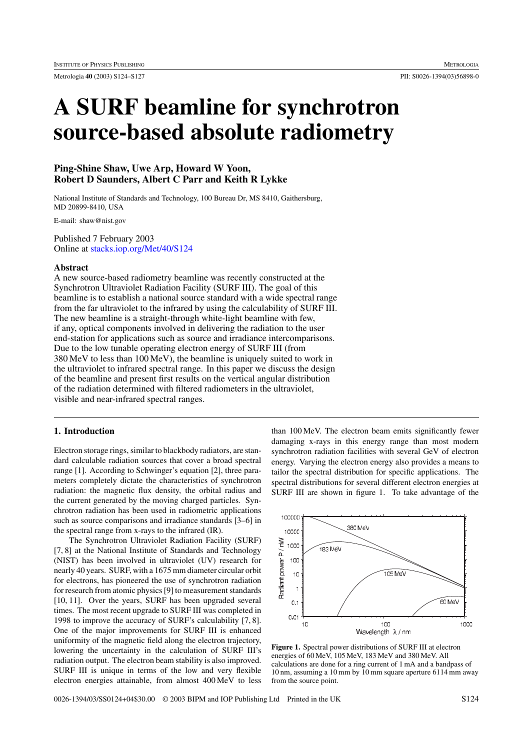# A SURF beamline for synchrotron source-based absolute radiometry

**Ping-Shine Shaw, Uwe Arp, Howard W Yoon, Robert D Saunders, Albert C Parr and Keith R Lykke**

National Institute of Standards and Technology, 100 Bureau Dr, MS 8410, Gaithersburg, MD 20899-8410, USA

E-mail: shaw@nist.gov

Published 7 February 2003
Online at stacks.iop.org/Met/40/S124

### Abstract

A new source-based radiometry beamline was recently constructed at the Synchrotron Ultraviolet Radiation Facility (SURF III). The goal of this beamline is to establish a national source standard with a wide spectral range from the far ultraviolet to the infrared by using the calculability of SURF III. The new beamline is a straight-through white-light beamline with few, if any, optical components involved in delivering the radiation to the user end-station for applications such as source and irradiance intercomparisons. Due to the low tunable operating electron energy of SURF III (from 380 MeV to less than 100 MeV), the beamline is uniquely suited to work in the ultraviolet to infrared spectral range. In this paper we discuss the design of the beamline and present first results on the vertical angular distribution of the radiation determined with filtered radiometers in the ultraviolet, visible and near-infrared spectral ranges.

## 1. Introduction

Electron storage rings, similar to blackbody radiators, are standard calculable radiation sources that cover a broad spectral range [1]. According to Schwinger's equation [2], three parameters completely dictate the characteristics of synchrotron radiation: the magnetic flux density, the orbital radius and the current generated by the moving charged particles. Synchrotron radiation has been used in radiometric applications such as source comparisons and irradiance standards [3–6] in the spectral range from x-rays to the infrared (IR).

The Synchrotron Ultraviolet Radiation Facility (SURF) [7, 8] at the National Institute of Standards and Technology (NIST) has been involved in ultraviolet (UV) research for nearly 40 years. SURF, with a 1675 mm diameter circular orbit for electrons, has pioneered the use of synchrotron radiation for research from atomic physics [9] to measurement standards [10, 11]. Over the years, SURF has been upgraded several times. The most recent upgrade to SURF III was completed in 1998 to improve the accuracy of SURF's calculability [7, 8]. One of the major improvements for SURF III is enhanced uniformity of the magnetic field along the electron trajectory, lowering the uncertainty in the calculation of SURF III's radiation output. The electron beam stability is also improved. SURF III is unique in terms of the low and very flexible electron energies attainable, from almost 400 MeV to less than 100 MeV. The electron beam emits significantly fewer damaging x-rays in this energy range than most modern synchrotron radiation facilities with several GeV of electron energy. Varying the electron energy also provides a means to tailor the spectral distribution for specific applications. The spectral distributions for several different electron energies at SURF III are shown in figure 1. To take advantage of the

**Figure 1.** Spectral power distributions of SURF III at electron energies of 60 MeV, 105 MeV, 183 MeV and 380 MeV. All calculations are done for a ring current of 1 mA and a bandpass of 10 nm, assuming a 10 mm by 10 mm square aperture 6114 mm away from the source point.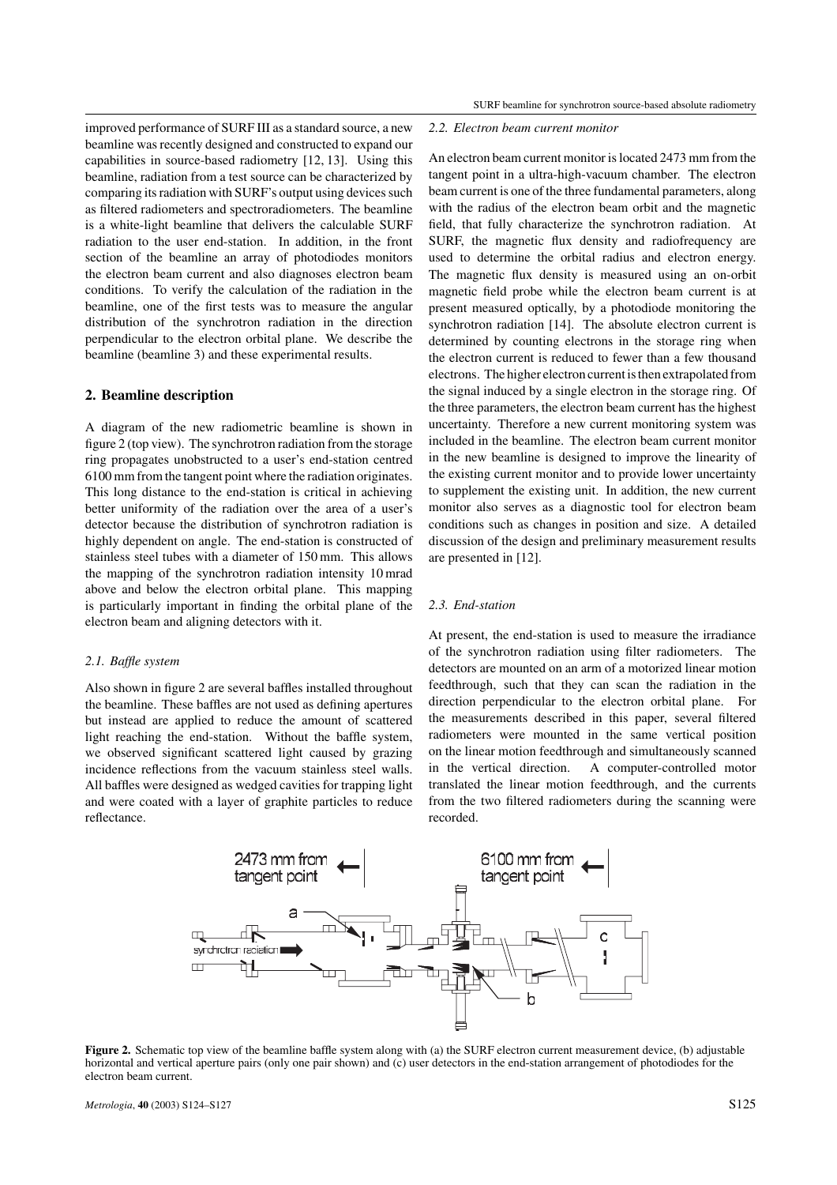improved performance of SURF III as a standard source, a new beamline was recently designed and constructed to expand our capabilities in source-based radiometry [12, 13]. Using this beamline, radiation from a test source can be characterized by comparing its radiation with SURF's output using devices such as filtered radiometers and spectroradiometers. The beamline is a white-light beamline that delivers the calculable SURF radiation to the user end-station. In addition, in the front section of the beamline an array of photodiodes monitors the electron beam current and also diagnoses electron beam conditions. To verify the calculation of the radiation in the beamline, one of the first tests was to measure the angular distribution of the synchrotron radiation in the direction perpendicular to the electron orbital plane. We describe the beamline (beamline 3) and these experimental results.

## 2. Beamline description

A diagram of the new radiometric beamline is shown in figure 2 (top view). The synchrotron radiation from the storage ring propagates unobstructed to a user's end-station centred 6100 mm from the tangent point where the radiation originates. This long distance to the end-station is critical in achieving better uniformity of the radiation over the area of a user's detector because the distribution of synchrotron radiation is highly dependent on angle. The end-station is constructed of stainless steel tubes with a diameter of 150 mm. This allows the mapping of the synchrotron radiation intensity 10 mrad above and below the electron orbital plane. This mapping is particularly important in finding the orbital plane of the electron beam and aligning detectors with it.

### 2.1. Baffle system

Also shown in figure 2 are several baffles installed throughout the beamline. These baffles are not used as defining apertures but instead are applied to reduce the amount of scattered light reaching the end-station. Without the baffle system, we observed significant scattered light caused by grazing incidence reflections from the vacuum stainless steel walls. All baffles were designed as wedged cavities for trapping light and were coated with a layer of graphite particles to reduce reflectance.

### 2.2. Electron beam current monitor

An electron beam current monitor is located 2473 mm from the tangent point in a ultra-high-vacuum chamber. The electron beam current is one of the three fundamental parameters, along with the radius of the electron beam orbit and the magnetic field, that fully characterize the synchrotron radiation. At SURF, the magnetic flux density and radiofrequency are used to determine the orbital radius and electron energy. The magnetic flux density is measured using an on-orbit magnetic field probe while the electron beam current is at present measured optically, by a photodiode monitoring the synchrotron radiation [14]. The absolute electron current is determined by counting electrons in the storage ring when the electron current is reduced to fewer than a few thousand electrons. The higher electron current is then extrapolated from the signal induced by a single electron in the storage ring. Of the three parameters, the electron beam current has the highest uncertainty. Therefore a new current monitoring system was included in the beamline. The electron beam current monitor in the new beamline is designed to improve the linearity of the existing current monitor and to provide lower uncertainty to supplement the existing unit. In addition, the new current monitor also serves as a diagnostic tool for electron beam conditions such as changes in position and size. A detailed discussion of the design and preliminary measurement results are presented in [12].

### 2.3. End-station

At present, the end-station is used to measure the irradiance of the synchrotron radiation using filter radiometers. The detectors are mounted on an arm of a motorized linear motion feedthrough, such that they can scan the radiation in the direction perpendicular to the electron orbital plane. For the measurements described in this paper, several filtered radiometers were mounted in the same vertical position on the linear motion feedthrough and simultaneously scanned in the vertical direction. A computer-controlled motor translated the linear motion feedthrough, and the currents from the two filtered radiometers during the scanning were recorded.

2473 mm from tangent point

6100 mm from tangent point

synchrotron radiation

a

b

c

**Figure 2.** Schematic top view of the beamline baffle system along with (a) the SURF electron current measurement device, (b) adjustable horizontal and vertical aperture pairs (only one pair shown) and (c) user detectors in the end-station arrangement of photodiodes for the electron beam current.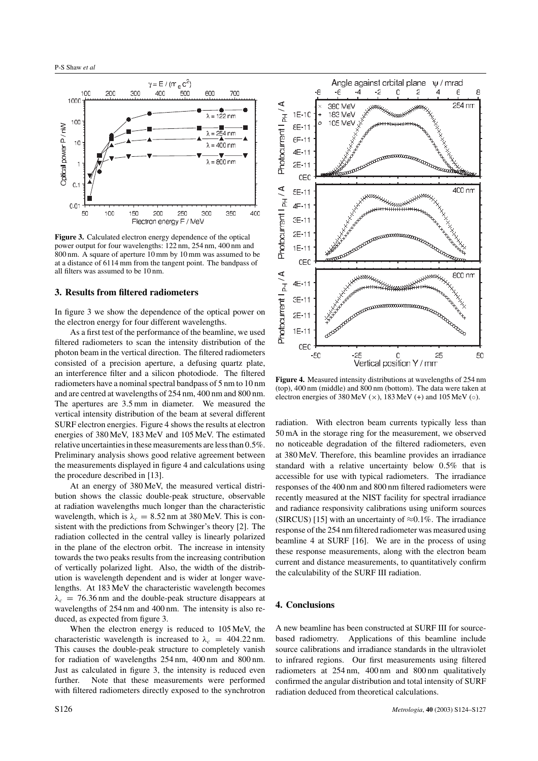**Figure 3.** Calculated electron energy dependence of the optical power output for four wavelengths: 122 nm, 254 nm, 400 nm and 800 nm. A square of aperture 10 mm by 10 mm was assumed to be at a distance of 6114 mm from the tangent point. The bandpass of all filters was assumed to be 10 nm.

## 3. Results from filtered radiometers

In figure 3 we show the dependence of the optical power on the electron energy for four different wavelengths.

As a first test of the performance of the beamline, we used filtered radiometers to scan the intensity distribution of the photon beam in the vertical direction. The filtered radiometers consisted of a precision aperture, a defusing quartz plate, an interference filter and a silicon photodiode. The filtered radiometers have a nominal spectral bandpass of 5 nm to 10 nm and are centred at wavelengths of 254 nm, 400 nm and 800 nm. The apertures are 3.5 mm in diameter. We measured the vertical intensity distribution of the beam at several different SURF electron energies. Figure 4 shows the results at electron energies of 380 MeV, 183 MeV and 105 MeV. The estimated relative uncertainties in these measurements are less than 0.5%. Preliminary analysis shows good relative agreement between the measurements displayed in figure 4 and calculations using the procedure described in [13].

At an energy of 380 MeV, the measured vertical distribution shows the classic double-peak structure, observable at radiation wavelengths much longer than the characteristic wavelength, which is $\lambda_c = 8.52$ nm at 380 MeV. This is consistent with the predictions from Schwinger's theory [2]. The radiation collected in the central valley is linearly polarized in the plane of the electron orbit. The increase in intensity towards the two peaks results from the increasing contribution of vertically polarized light. Also, the width of the distribution is wavelength dependent and is wider at longer wavelengths. At 183 MeV the characteristic wavelength becomes $\lambda_c = 76.36$ nm and the double-peak structure disappears at wavelengths of 254 nm and 400 nm. The intensity is also reduced, as expected from figure 3.

When the electron energy is reduced to 105 MeV, the characteristic wavelength is increased to $\lambda_c = 404.22$ nm. This causes the double-peak structure to completely vanish for radiation of wavelengths 254 nm, 400 nm and 800 nm. Just as calculated in figure 3, the intensity is reduced even further. Note that these measurements were performed with filtered radiometers directly exposed to the synchrotron radiation. With electron beam currents typically less than 50 mA in the storage ring for the measurement, we observed no noticeable degradation of the filtered radiometers, even at 380 MeV. Therefore, this beamline provides an irradiance standard with a relative uncertainty below 0.5% that is accessible for use with typical radiometers. The irradiance responses of the 400 nm and 800 nm filtered radiometers were recently measured at the NIST facility for spectral irradiance and radiance responsivity calibrations using uniform sources (SIRCUS) [15] with an uncertainty of $\approx$0.1%. The irradiance response of the 254 nm filtered radiometer was measured using beamline 4 at SURF [16]. We are in the process of using these response measurements, along with the electron beam current and distance measurements, to quantitatively confirm the calculability of the SURF III radiation.

**Figure 4.** Measured intensity distributions at wavelengths of 254 nm (top), 400 nm (middle) and 800 nm (bottom). The data were taken at electron energies of 380 MeV ($\times$), 183 MeV (+) and 105 MeV ($\circ$).

## 4. Conclusions

A new beamline has been constructed at SURF III for source-based radiometry. Applications of this beamline include source calibrations and irradiance standards in the ultraviolet to infrared regions. Our first measurements using filtered radiometers at 254 nm, 400 nm and 800 nm qualitatively confirmed the angular distribution and total intensity of SURF radiation deduced from theoretical calculations.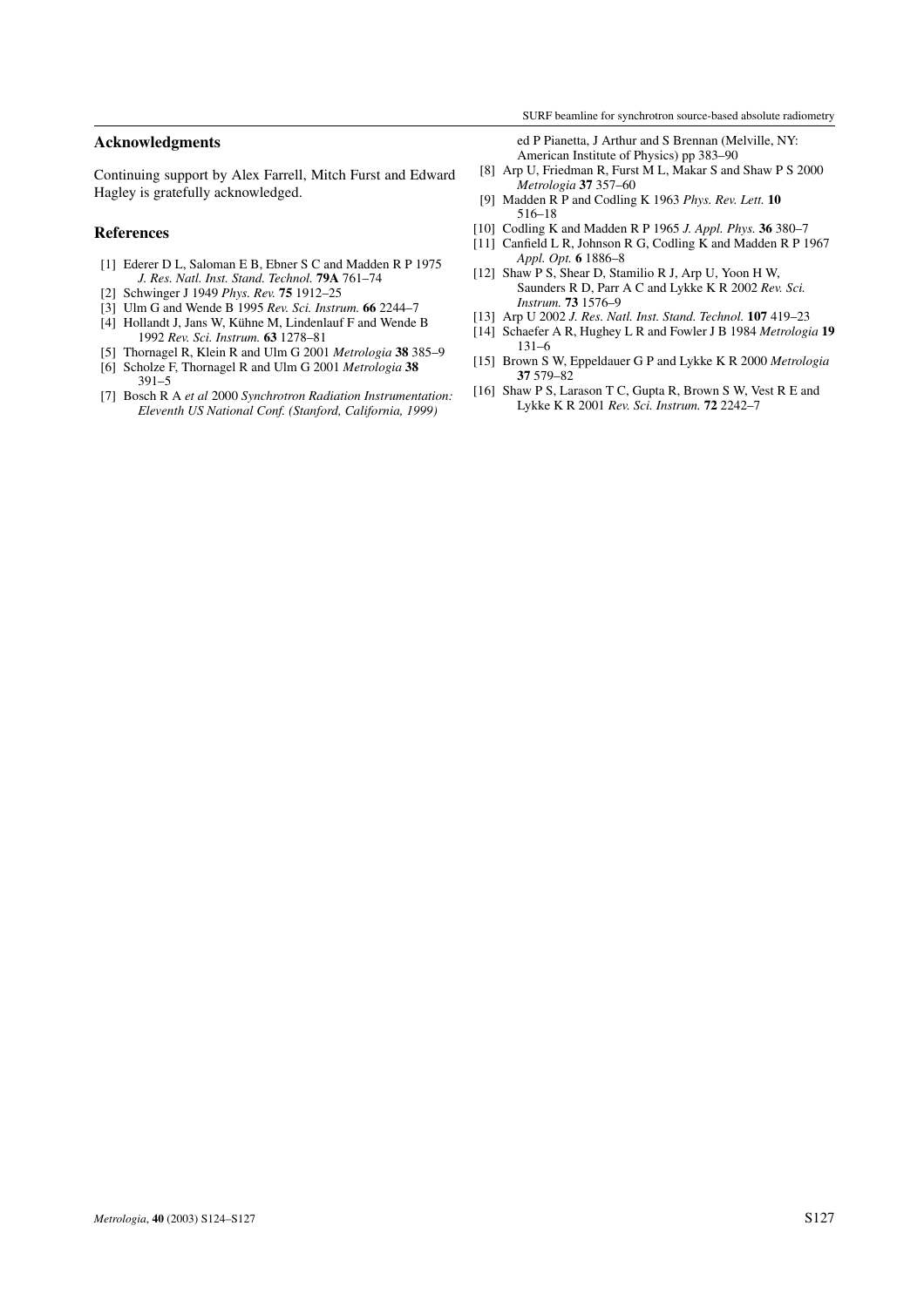## Acknowledgments

Continuing support by Alex Farrell, Mitch Furst and Edward Hagley is gratefully acknowledged.

## References

[1] Ederer D L, Saloman E B, Ebner S C and Madden R P 1975 *J. Res. Natl. Inst. Stand. Technol.* **79A** 761–74

[2] Schwinger J 1949 *Phys. Rev.* **75** 1912–25

[3] Ulm G and Wende B 1995 *Rev. Sci. Instrum.* **66** 2244–7

[4] Hollandt J, Jans W, Kühne M, Lindenlauf F and Wende B 1992 *Rev. Sci. Instrum.* **63** 1278–81

[5] Thornagel R, Klein R and Ulm G 2001 *Metrologia* **38** 385–9

[6] Scholze F, Thornagel R and Ulm G 2001 *Metrologia* **38** 391–5

[7] Bosch R A *et al* 2000 *Synchrotron Radiation Instrumentation: Eleventh US National Conf. (Stanford, California, 1999)* ed P Pianetta, J Arthur and S Brennan (Melville, NY: American Institute of Physics) pp 383–90

[8] Arp U, Friedman R, Furst M L, Makar S and Shaw P S 2000 *Metrologia* **37** 357–60

[9] Madden R P and Codling K 1963 *Phys. Rev. Lett.* **10** 516–18

[10] Codling K and Madden R P 1965 *J. Appl. Phys.* **36** 380–7

[11] Canfield L R, Johnson R G, Codling K and Madden R P 1967 *Appl. Opt.* **6** 1886–8

[12] Shaw P S, Shear D, Stamilio R J, Arp U, Yoon H W, Saunders R D, Parr A C and Lykke K R 2002 *Rev. Sci. Instrum.* **73** 1576–9

[13] Arp U 2002 *J. Res. Natl. Inst. Stand. Technol.* **107** 419–23

[14] Schaefer A R, Hughey L R and Fowler J B 1984 *Metrologia* **19** 131–6

[15] Brown S W, Eppeldauer G P and Lykke K R 2000 *Metrologia* **37** 579–82

[16] Shaw P S, Larason T C, Gupta R, Brown S W, Vest R E and Lykke K R 2001 *Rev. Sci. Instrum.* **72** 2242–7